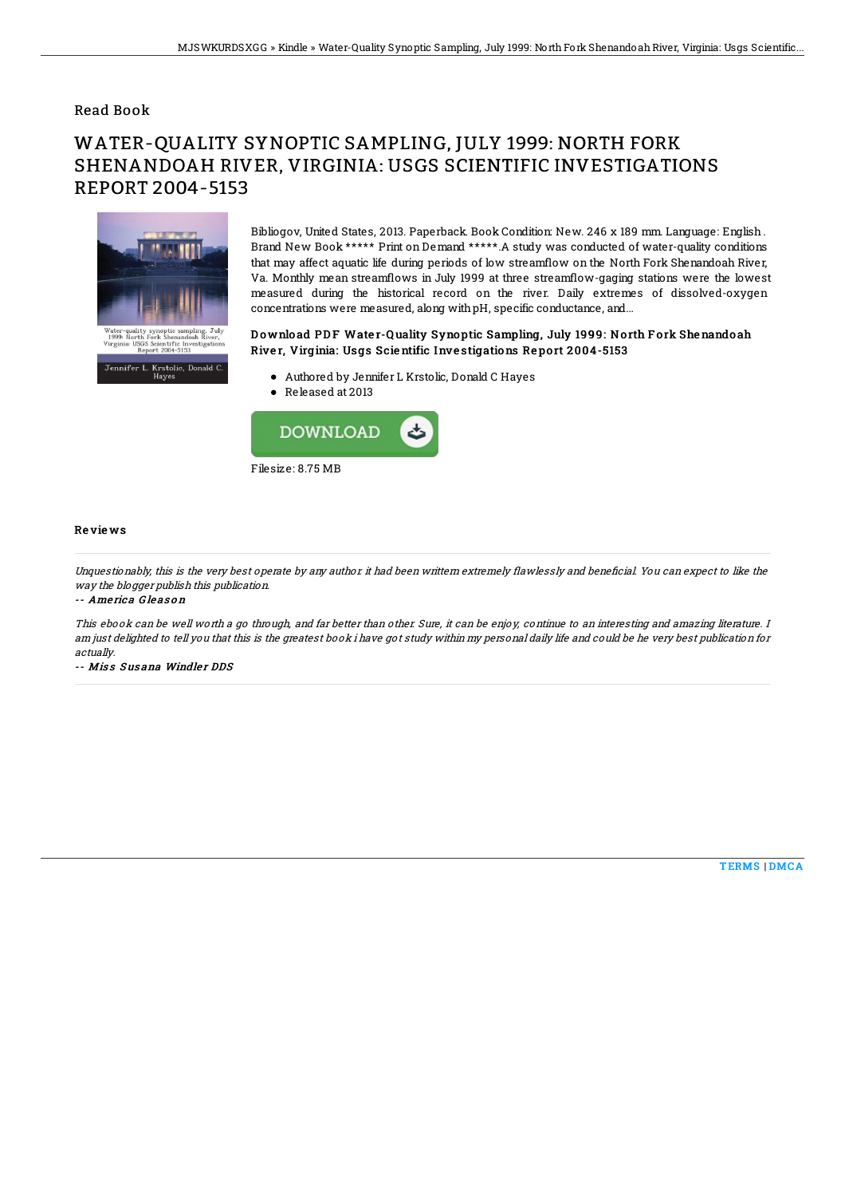## Read Book

# WATER-QUALITY SYNOPTIC SAMPLING, JULY 1999: NORTH FORK SHENANDOAH RIVER, VIRGINIA: USGS SCIENTIFIC INVESTIGATIONS REPORT 2004-5153

Bibliogov, United States, 2013. Paperback. Book Condition: New. 246 x 189 mm. Language: English . Brand New Book ***** Print on Demand *****.A study was conducted of water-quality conditions that may affect aquatic life during periods of low streamflow on the North Fork Shenandoah River, Va. Monthly mean streamflows in July 1999 at three streamflow-gaging stations were the lowest measured during the historical record on the river. Daily extremes of dissolved-oxygen concentrations were measured, along with pH, specific conductance, and...

### Download PDF Water-Quality Synoptic Sampling, July 1999: North Fork Shenandoah River, Virginia: Usgs Scientific Investigations Report 2004-5153

- Authored by Jennifer L Krstolic, Donald C Hayes
- Released at 2013

DOWNLOAD

Filesize: 8.75 MB

### Reviews

*Unquestionably, this is the very best operate by any author. it had been writtern extremely flawlessly and beneficial. You can expect to like the way the blogger publish this publication.*

*-- America Gleason*

*This ebook can be well worth a go through, and far better than other. Sure, it can be enjoy, continue to an interesting and amazing literature. I am just delighted to tell you that this is the greatest book i have got study within my personal daily life and could be he very best publication for actually.*

*-- Miss Susana Windler DDS*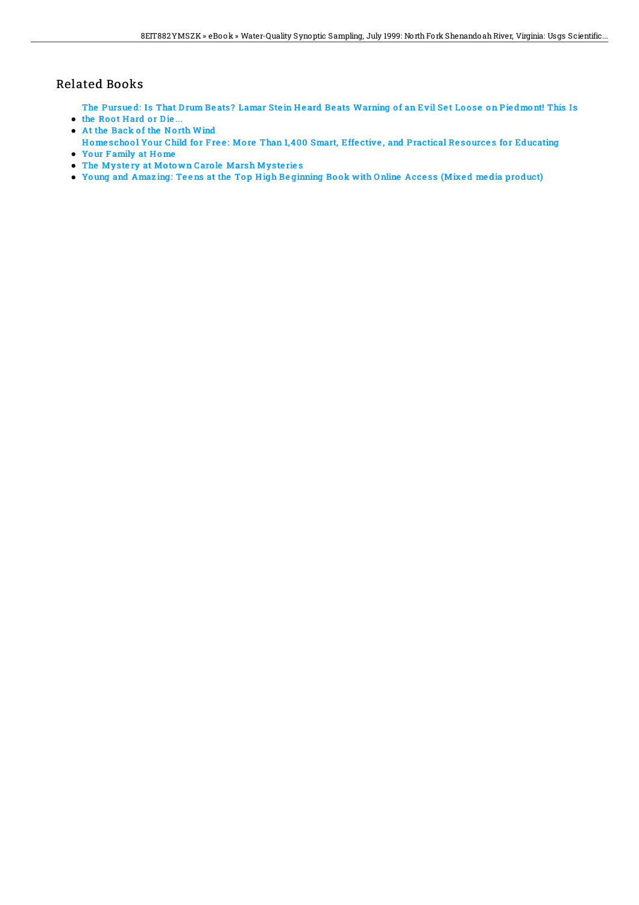## Related Books

- The Pursued: Is That Drum Beats? Lamar Stein Heard Beats Warning of an Evil Set Loose on Piedmont! This Is the Root Hard or Die...
- At the Back of the North Wind
- Homeschool Your Child for Free: More Than 1,400 Smart, Effective, and Practical Resources for Educating Your Family at Home
- The Mystery at Motown Carole Marsh Mysteries
- Young and Amazing: Teens at the Top High Beginning Book with Online Access (Mixed media product)